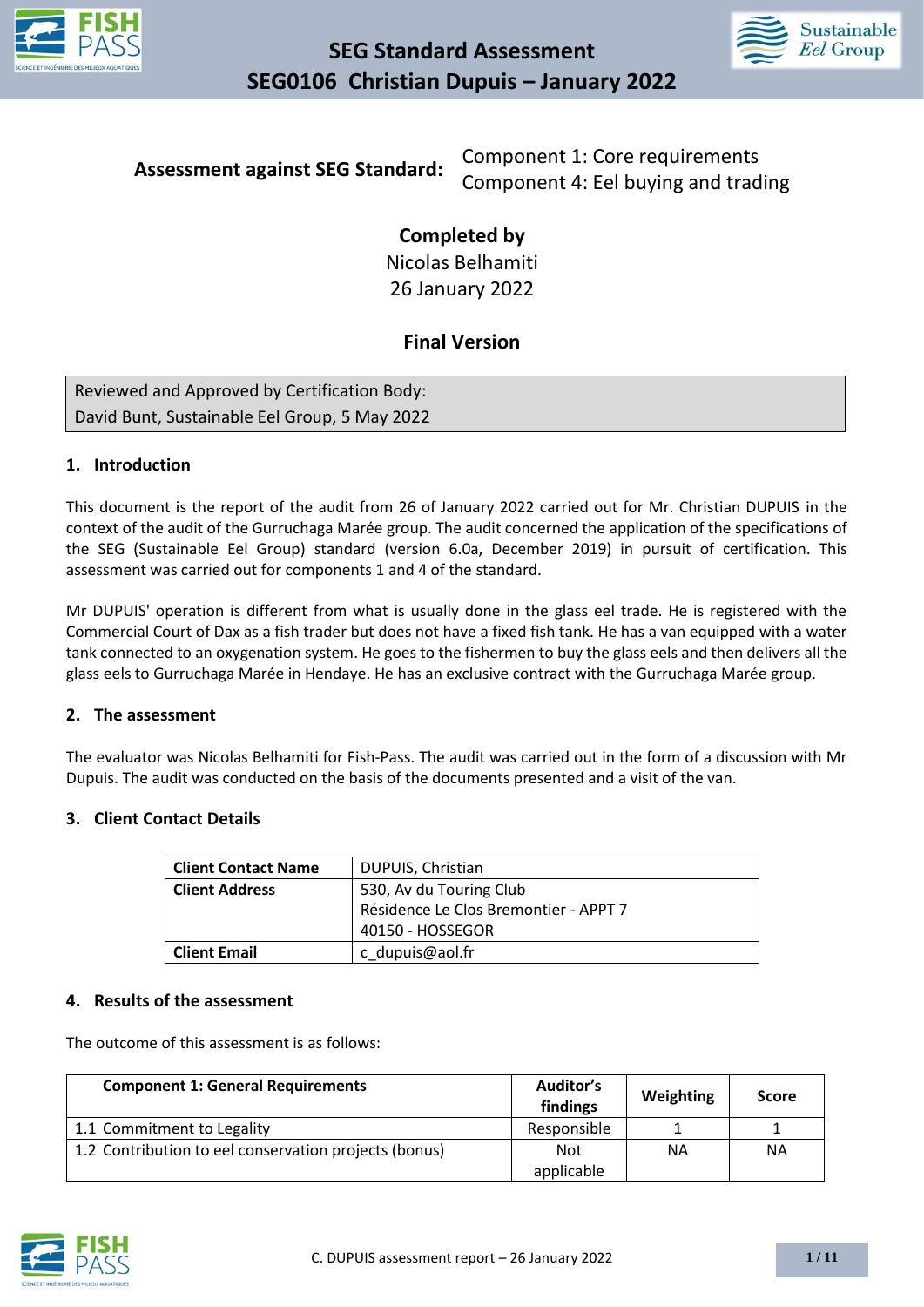# SEG Standard Assessment
# SEG0106 Christian Dupuis – January 2022

**Assessment against SEG Standard:** Component 1: Core requirements
Component 4: Eel buying and trading

**Completed by**
Nicolas Belhamiti
26 January 2022

**Final Version**

| Reviewed and Approved by Certification Body: David Bunt, Sustainable Eel Group, 5 May 2022 |
|---|

## 1. Introduction

This document is the report of the audit from 26 of January 2022 carried out for Mr. Christian DUPUIS in the context of the audit of the Gurruchaga Marée group. The audit concerned the application of the specifications of the SEG (Sustainable Eel Group) standard (version 6.0a, December 2019) in pursuit of certification. This assessment was carried out for components 1 and 4 of the standard.

Mr DUPUIS' operation is different from what is usually done in the glass eel trade. He is registered with the Commercial Court of Dax as a fish trader but does not have a fixed fish tank. He has a van equipped with a water tank connected to an oxygenation system. He goes to the fishermen to buy the glass eels and then delivers all the glass eels to Gurruchaga Marée in Hendaye. He has an exclusive contract with the Gurruchaga Marée group.

## 2. The assessment

The evaluator was Nicolas Belhamiti for Fish-Pass. The audit was carried out in the form of a discussion with Mr Dupuis. The audit was conducted on the basis of the documents presented and a visit of the van.

## 3. Client Contact Details

| **Client Contact Name** | DUPUIS, Christian |
|---|---|
| **Client Address** | 530, Av du Touring Club<br>Résidence Le Clos Bremontier - APPT 7<br>40150 - HOSSEGOR |
| **Client Email** | c_dupuis@aol.fr |

## 4. Results of the assessment

The outcome of this assessment is as follows:

| Component 1: General Requirements | Auditor's findings | Weighting | Score |
|---|---|---|---|
| 1.1 Commitment to Legality | Responsible | 1 | 1 |
| 1.2 Contribution to eel conservation projects (bonus) | Not applicable | NA | NA |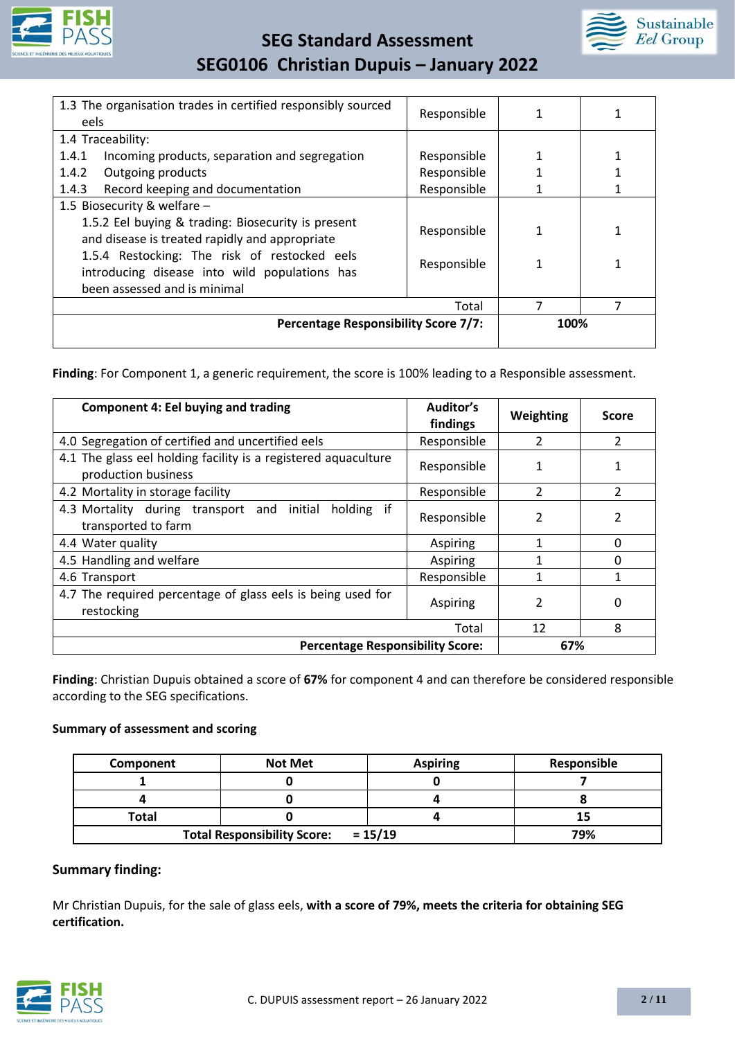| | | | |
|---|---|---|---|
| 1.3 The organisation trades in certified responsibly sourced eels | Responsible | 1 | 1 |
| 1.4 Traceability:<br>1.4.1 Incoming products, separation and segregation<br>1.4.2 Outgoing products<br>1.4.3 Record keeping and documentation | <br>Responsible<br>Responsible<br>Responsible | <br>1<br>1<br>1 | <br>1<br>1<br>1 |
| 1.5 Biosecurity & welfare –<br>1.5.2 Eel buying & trading: Biosecurity is present and disease is treated rapidly and appropriate<br>1.5.4 Restocking: The risk of restocked eels introducing disease into wild populations has been assessed and is minimal | <br>Responsible<br><br>Responsible | <br>1<br><br>1 | <br>1<br><br>1 |
| Total | | 7 | 7 |
| **Percentage Responsibility Score 7/7:** | | **100%** | |

**Finding**: For Component 1, a generic requirement, the score is 100% leading to a Responsible assessment.

| **Component 4: Eel buying and trading** | **Auditor's findings** | **Weighting** | **Score** |
|---|---|---|---|
| 4.0 Segregation of certified and uncertified eels | Responsible | 2 | 2 |
| 4.1 The glass eel holding facility is a registered aquaculture production business | Responsible | 1 | 1 |
| 4.2 Mortality in storage facility | Responsible | 2 | 2 |
| 4.3 Mortality during transport and initial holding if transported to farm | Responsible | 2 | 2 |
| 4.4 Water quality | Aspiring | 1 | 0 |
| 4.5 Handling and welfare | Aspiring | 1 | 0 |
| 4.6 Transport | Responsible | 1 | 1 |
| 4.7 The required percentage of glass eels is being used for restocking | Aspiring | 2 | 0 |
| Total | | 12 | 8 |
| **Percentage Responsibility Score:** | | **67%** | |

**Finding**: Christian Dupuis obtained a score of **67%** for component 4 and can therefore be considered responsible according to the SEG specifications.

**Summary of assessment and scoring**

| **Component** | **Not Met** | **Aspiring** | **Responsible** |
|---|---|---|---|
| **1** | **0** | **0** | **7** |
| **4** | **0** | **4** | **8** |
| **Total** | **0** | **4** | **15** |
| **Total Responsibility Score:** | **= 15/19** | | **79%** |

### Summary finding:

Mr Christian Dupuis, for the sale of glass eels, **with a score of 79%, meets the criteria for obtaining SEG certification.**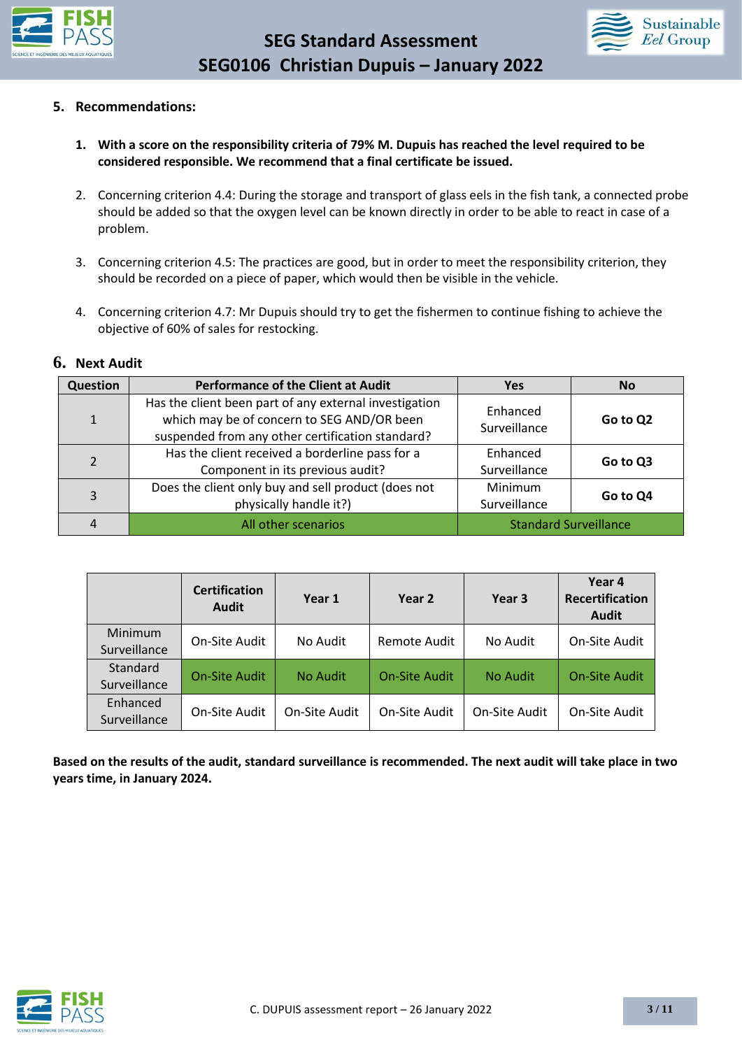## 5. Recommendations:

1. **With a score on the responsibility criteria of 79% M. Dupuis has reached the level required to be considered responsible. We recommend that a final certificate be issued.**

2. Concerning criterion 4.4: During the storage and transport of glass eels in the fish tank, a connected probe should be added so that the oxygen level can be known directly in order to be able to react in case of a problem.

3. Concerning criterion 4.5: The practices are good, but in order to meet the responsibility criterion, they should be recorded on a piece of paper, which would then be visible in the vehicle.

4. Concerning criterion 4.7: Mr Dupuis should try to get the fishermen to continue fishing to achieve the objective of 60% of sales for restocking.

## 6. Next Audit

| Question | Performance of the Client at Audit | Yes | No |
|---|---|---|---|
| 1 | Has the client been part of any external investigation which may be of concern to SEG AND/OR been suspended from any other certification standard? | Enhanced Surveillance | **Go to Q2** |
| 2 | Has the client received a borderline pass for a Component in its previous audit? | Enhanced Surveillance | **Go to Q3** |
| 3 | Does the client only buy and sell product (does not physically handle it?) | Minimum Surveillance | **Go to Q4** |
| 4 | All other scenarios | Standard Surveillance | |

| | **Certification Audit** | **Year 1** | **Year 2** | **Year 3** | **Year 4 Recertification Audit** |
|---|---|---|---|---|---|
| Minimum Surveillance | On-Site Audit | No Audit | Remote Audit | No Audit | On-Site Audit |
| Standard Surveillance | On-Site Audit | No Audit | On-Site Audit | No Audit | On-Site Audit |
| Enhanced Surveillance | On-Site Audit | On-Site Audit | On-Site Audit | On-Site Audit | On-Site Audit |

**Based on the results of the audit, standard surveillance is recommended. The next audit will take place in two years time, in January 2024.**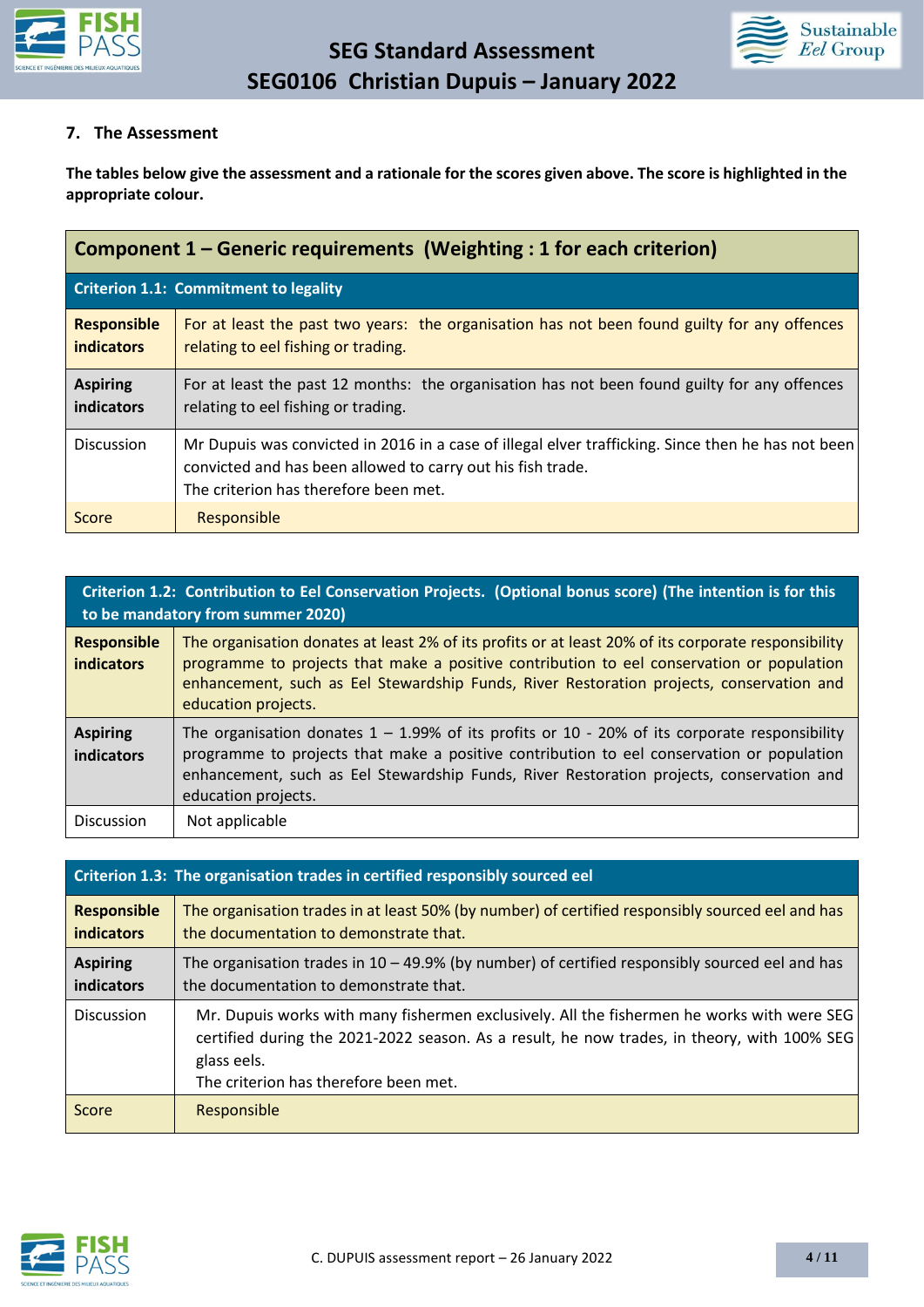## 7. The Assessment

**The tables below give the assessment and a rationale for the scores given above. The score is highlighted in the appropriate colour.**

| Component 1 – Generic requirements (Weighting : 1 for each criterion) | |
|---|---|
| **Criterion 1.1: Commitment to legality** | |
| **Responsible indicators** | For at least the past two years: the organisation has not been found guilty for any offences relating to eel fishing or trading. |
| **Aspiring indicators** | For at least the past 12 months: the organisation has not been found guilty for any offences relating to eel fishing or trading. |
| Discussion | Mr Dupuis was convicted in 2016 in a case of illegal elver trafficking. Since then he has not been convicted and has been allowed to carry out his fish trade.<br>The criterion has therefore been met. |
| Score | Responsible |

| Criterion 1.2: Contribution to Eel Conservation Projects. (Optional bonus score) (The intention is for this to be mandatory from summer 2020) | |
|---|---|
| **Responsible indicators** | The organisation donates at least 2% of its profits or at least 20% of its corporate responsibility programme to projects that make a positive contribution to eel conservation or population enhancement, such as Eel Stewardship Funds, River Restoration projects, conservation and education projects. |
| **Aspiring indicators** | The organisation donates 1 – 1.99% of its profits or 10 - 20% of its corporate responsibility programme to projects that make a positive contribution to eel conservation or population enhancement, such as Eel Stewardship Funds, River Restoration projects, conservation and education projects. |
| Discussion | Not applicable |

| Criterion 1.3: The organisation trades in certified responsibly sourced eel | |
|---|---|
| **Responsible indicators** | The organisation trades in at least 50% (by number) of certified responsibly sourced eel and has the documentation to demonstrate that. |
| **Aspiring indicators** | The organisation trades in 10 – 49.9% (by number) of certified responsibly sourced eel and has the documentation to demonstrate that. |
| Discussion | Mr. Dupuis works with many fishermen exclusively. All the fishermen he works with were SEG certified during the 2021-2022 season. As a result, he now trades, in theory, with 100% SEG glass eels.<br>The criterion has therefore been met. |
| Score | Responsible |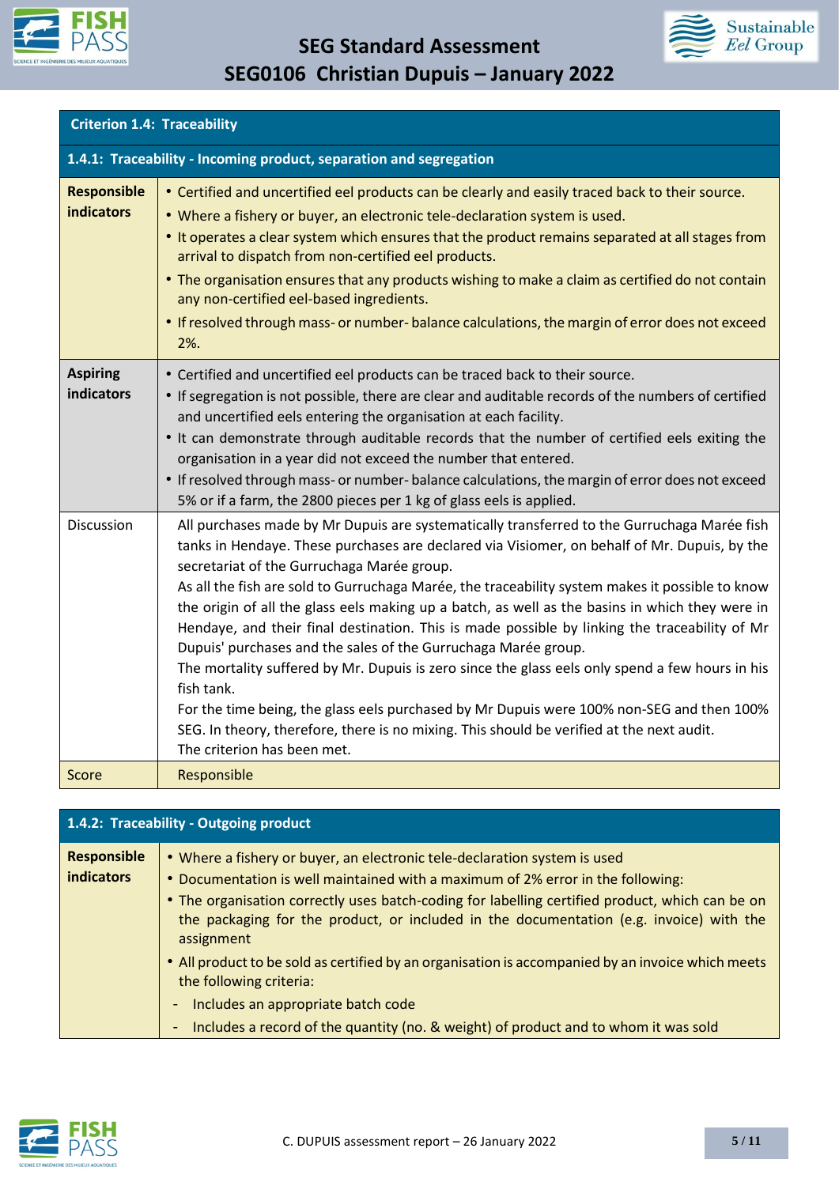## Criterion 1.4: Traceability

### 1.4.1: Traceability - Incoming product, separation and segregation

| | |
|---|---|
| **Responsible indicators** | • Certified and uncertified eel products can be clearly and easily traced back to their source.<br>• Where a fishery or buyer, an electronic tele-declaration system is used.<br>• It operates a clear system which ensures that the product remains separated at all stages from arrival to dispatch from non-certified eel products.<br>• The organisation ensures that any products wishing to make a claim as certified do not contain any non-certified eel-based ingredients.<br>• If resolved through mass- or number- balance calculations, the margin of error does not exceed 2%. |
| **Aspiring indicators** | • Certified and uncertified eel products can be traced back to their source.<br>• If segregation is not possible, there are clear and auditable records of the numbers of certified and uncertified eels entering the organisation at each facility.<br>• It can demonstrate through auditable records that the number of certified eels exiting the organisation in a year did not exceed the number that entered.<br>• If resolved through mass- or number- balance calculations, the margin of error does not exceed 5% or if a farm, the 2800 pieces per 1 kg of glass eels is applied. |
| Discussion | All purchases made by Mr Dupuis are systematically transferred to the Gurruchaga Marée fish tanks in Hendaye. These purchases are declared via Visiomer, on behalf of Mr. Dupuis, by the secretariat of the Gurruchaga Marée group.<br>As all the fish are sold to Gurruchaga Marée, the traceability system makes it possible to know the origin of all the glass eels making up a batch, as well as the basins in which they were in Hendaye, and their final destination. This is made possible by linking the traceability of Mr Dupuis' purchases and the sales of the Gurruchaga Marée group.<br>The mortality suffered by Mr. Dupuis is zero since the glass eels only spend a few hours in his fish tank.<br>For the time being, the glass eels purchased by Mr Dupuis were 100% non-SEG and then 100% SEG. In theory, therefore, there is no mixing. This should be verified at the next audit.<br>The criterion has been met. |
| Score | Responsible |

### 1.4.2: Traceability - Outgoing product

| | |
|---|---|
| **Responsible indicators** | • Where a fishery or buyer, an electronic tele-declaration system is used<br>• Documentation is well maintained with a maximum of 2% error in the following:<br>• The organisation correctly uses batch-coding for labelling certified product, which can be on the packaging for the product, or included in the documentation (e.g. invoice) with the assignment<br>• All product to be sold as certified by an organisation is accompanied by an invoice which meets the following criteria:<br>- Includes an appropriate batch code<br>- Includes a record of the quantity (no. & weight) of product and to whom it was sold |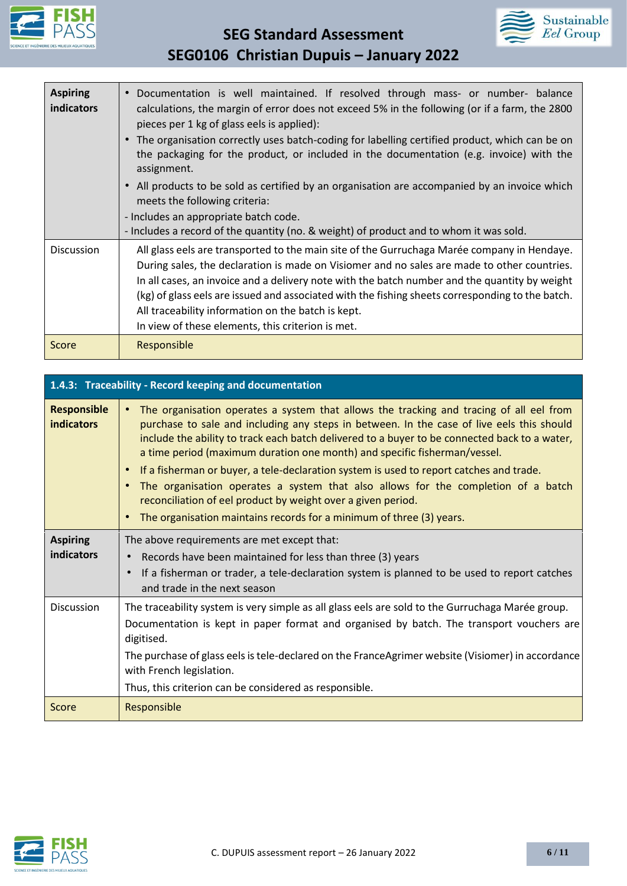| | |
|---|---|
| **Aspiring indicators** | • Documentation is well maintained. If resolved through mass- or number- balance calculations, the margin of error does not exceed 5% in the following (or if a farm, the 2800 pieces per 1 kg of glass eels is applied):<br>• The organisation correctly uses batch-coding for labelling certified product, which can be on the packaging for the product, or included in the documentation (e.g. invoice) with the assignment.<br>• All products to be sold as certified by an organisation are accompanied by an invoice which meets the following criteria:<br>- Includes an appropriate batch code.<br>- Includes a record of the quantity (no. & weight) of product and to whom it was sold. |
| Discussion | All glass eels are transported to the main site of the Gurruchaga Marée company in Hendaye. During sales, the declaration is made on Visiomer and no sales are made to other countries. In all cases, an invoice and a delivery note with the batch number and the quantity by weight (kg) of glass eels are issued and associated with the fishing sheets corresponding to the batch. All traceability information on the batch is kept.<br>In view of these elements, this criterion is met. |
| Score | Responsible |

| **1.4.3: Traceability - Record keeping and documentation** | |
|---|---|
| **Responsible indicators** | • The organisation operates a system that allows the tracking and tracing of all eel from purchase to sale and including any steps in between. In the case of live eels this should include the ability to track each batch delivered to a buyer to be connected back to a water, a time period (maximum duration one month) and specific fisherman/vessel.<br>• If a fisherman or buyer, a tele-declaration system is used to report catches and trade.<br>• The organisation operates a system that also allows for the completion of a batch reconciliation of eel product by weight over a given period.<br>• The organisation maintains records for a minimum of three (3) years. |
| **Aspiring indicators** | The above requirements are met except that:<br>• Records have been maintained for less than three (3) years<br>• If a fisherman or trader, a tele-declaration system is planned to be used to report catches and trade in the next season |
| Discussion | The traceability system is very simple as all glass eels are sold to the Gurruchaga Marée group.<br>Documentation is kept in paper format and organised by batch. The transport vouchers are digitised.<br>The purchase of glass eels is tele-declared on the FranceAgrimer website (Visiomer) in accordance with French legislation.<br>Thus, this criterion can be considered as responsible. |
| Score | Responsible |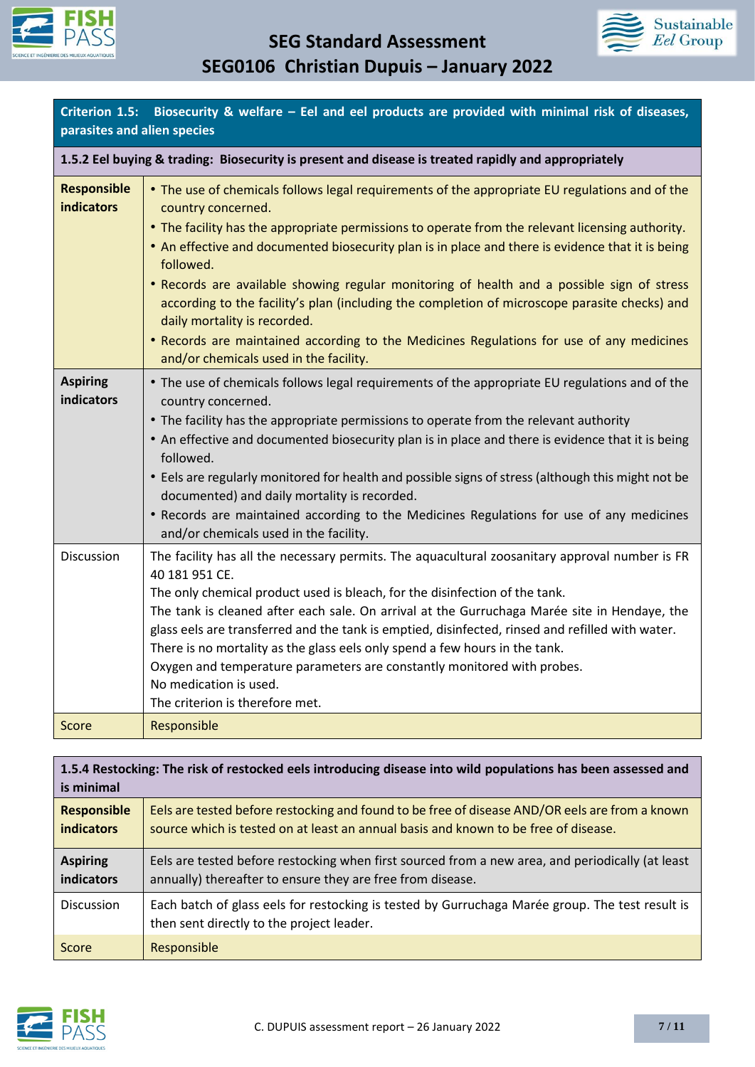| Criterion 1.5: Biosecurity & welfare – Eel and eel products are provided with minimal risk of diseases, parasites and alien species | |
|---|---|
| **1.5.2 Eel buying & trading: Biosecurity is present and disease is treated rapidly and appropriately** | |
| **Responsible indicators** | • The use of chemicals follows legal requirements of the appropriate EU regulations and of the country concerned.<br>• The facility has the appropriate permissions to operate from the relevant licensing authority.<br>• An effective and documented biosecurity plan is in place and there is evidence that it is being followed.<br>• Records are available showing regular monitoring of health and a possible sign of stress according to the facility's plan (including the completion of microscope parasite checks) and daily mortality is recorded.<br>• Records are maintained according to the Medicines Regulations for use of any medicines and/or chemicals used in the facility. |
| **Aspiring indicators** | • The use of chemicals follows legal requirements of the appropriate EU regulations and of the country concerned.<br>• The facility has the appropriate permissions to operate from the relevant authority<br>• An effective and documented biosecurity plan is in place and there is evidence that it is being followed.<br>• Eels are regularly monitored for health and possible signs of stress (although this might not be documented) and daily mortality is recorded.<br>• Records are maintained according to the Medicines Regulations for use of any medicines and/or chemicals used in the facility. |
| Discussion | The facility has all the necessary permits. The aquacultural zoosanitary approval number is FR 40 181 951 CE.<br>The only chemical product used is bleach, for the disinfection of the tank.<br>The tank is cleaned after each sale. On arrival at the Gurruchaga Marée site in Hendaye, the glass eels are transferred and the tank is emptied, disinfected, rinsed and refilled with water.<br>There is no mortality as the glass eels only spend a few hours in the tank.<br>Oxygen and temperature parameters are constantly monitored with probes.<br>No medication is used.<br>The criterion is therefore met. |
| Score | Responsible |

| 1.5.4 Restocking: The risk of restocked eels introducing disease into wild populations has been assessed and is minimal | |
|---|---|
| **Responsible indicators** | Eels are tested before restocking and found to be free of disease AND/OR eels are from a known source which is tested on at least an annual basis and known to be free of disease. |
| **Aspiring indicators** | Eels are tested before restocking when first sourced from a new area, and periodically (at least annually) thereafter to ensure they are free from disease. |
| Discussion | Each batch of glass eels for restocking is tested by Gurruchaga Marée group. The test result is then sent directly to the project leader. |
| Score | Responsible |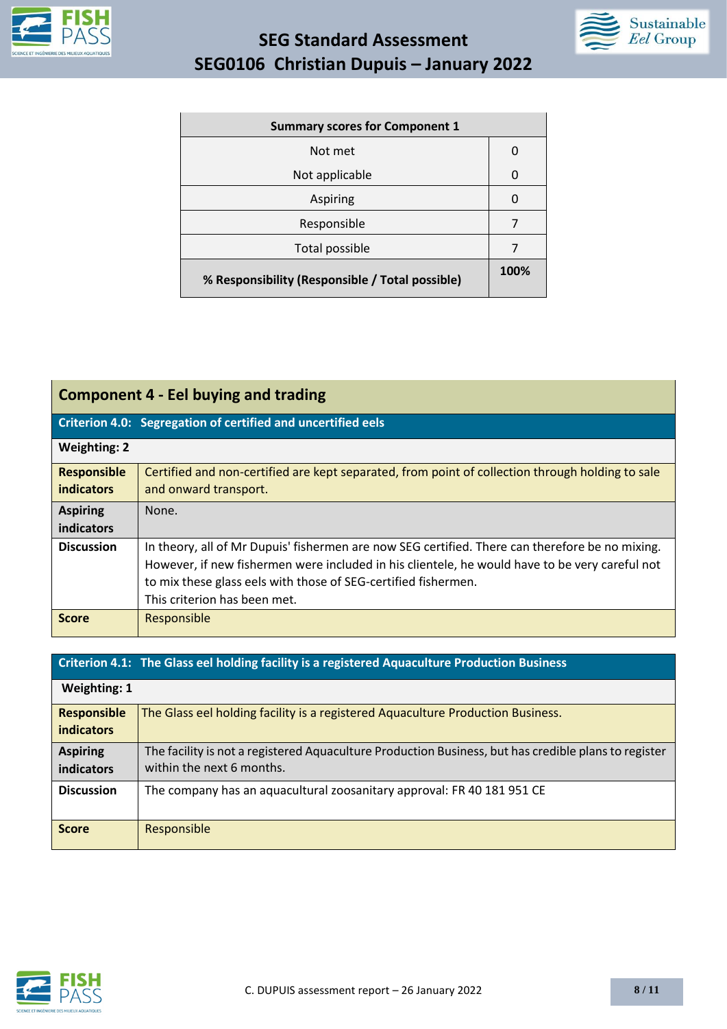| Summary scores for Component 1 | |
|---|---|
| Not met | 0 |
| Not applicable | 0 |
| Aspiring | 0 |
| Responsible | 7 |
| Total possible | 7 |
| **% Responsibility (Responsible / Total possible)** | **100%** |

## Component 4 - Eel buying and trading

| **Criterion 4.0: Segregation of certified and uncertified eels** | |
|---|---|
| **Weighting: 2** | |
| **Responsible indicators** | Certified and non-certified are kept separated, from point of collection through holding to sale and onward transport. |
| **Aspiring indicators** | None. |
| **Discussion** | In theory, all of Mr Dupuis' fishermen are now SEG certified. There can therefore be no mixing. However, if new fishermen were included in his clientele, he would have to be very careful not to mix these glass eels with those of SEG-certified fishermen.<br>This criterion has been met. |
| **Score** | Responsible |

| **Criterion 4.1: The Glass eel holding facility is a registered Aquaculture Production Business** | |
|---|---|
| **Weighting: 1** | |
| **Responsible indicators** | The Glass eel holding facility is a registered Aquaculture Production Business. |
| **Aspiring indicators** | The facility is not a registered Aquaculture Production Business, but has credible plans to register within the next 6 months. |
| **Discussion** | The company has an aquacultural zoosanitary approval: FR 40 181 951 CE |
| **Score** | Responsible |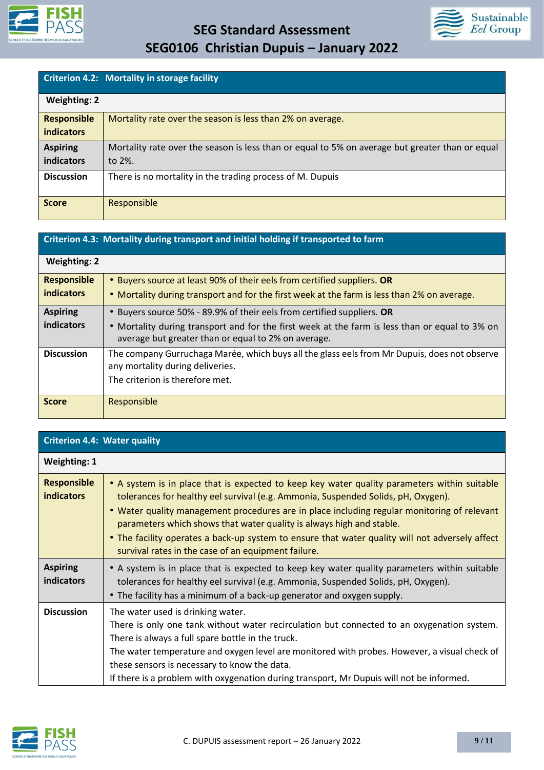| Criterion 4.2: Mortality in storage facility | |
|---|---|
| **Weighting: 2** | |
| **Responsible indicators** | Mortality rate over the season is less than 2% on average. |
| **Aspiring indicators** | Mortality rate over the season is less than or equal to 5% on average but greater than or equal to 2%. |
| **Discussion** | There is no mortality in the trading process of M. Dupuis |
| **Score** | Responsible |

| Criterion 4.3: Mortality during transport and initial holding if transported to farm | |
|---|---|
| **Weighting: 2** | |
| **Responsible indicators** | • Buyers source at least 90% of their eels from certified suppliers. **OR**<br>• Mortality during transport and for the first week at the farm is less than 2% on average. |
| **Aspiring indicators** | • Buyers source 50% - 89.9% of their eels from certified suppliers. **OR**<br>• Mortality during transport and for the first week at the farm is less than or equal to 3% on average but greater than or equal to 2% on average. |
| **Discussion** | The company Gurruchaga Marée, which buys all the glass eels from Mr Dupuis, does not observe any mortality during deliveries.<br>The criterion is therefore met. |
| **Score** | Responsible |

| Criterion 4.4: Water quality | |
|---|---|
| **Weighting: 1** | |
| **Responsible indicators** | • A system is in place that is expected to keep key water quality parameters within suitable tolerances for healthy eel survival (e.g. Ammonia, Suspended Solids, pH, Oxygen).<br>• Water quality management procedures are in place including regular monitoring of relevant parameters which shows that water quality is always high and stable.<br>• The facility operates a back-up system to ensure that water quality will not adversely affect survival rates in the case of an equipment failure. |
| **Aspiring indicators** | • A system is in place that is expected to keep key water quality parameters within suitable tolerances for healthy eel survival (e.g. Ammonia, Suspended Solids, pH, Oxygen).<br>• The facility has a minimum of a back-up generator and oxygen supply. |
| **Discussion** | The water used is drinking water.<br>There is only one tank without water recirculation but connected to an oxygenation system. There is always a full spare bottle in the truck.<br>The water temperature and oxygen level are monitored with probes. However, a visual check of these sensors is necessary to know the data.<br>If there is a problem with oxygenation during transport, Mr Dupuis will not be informed. |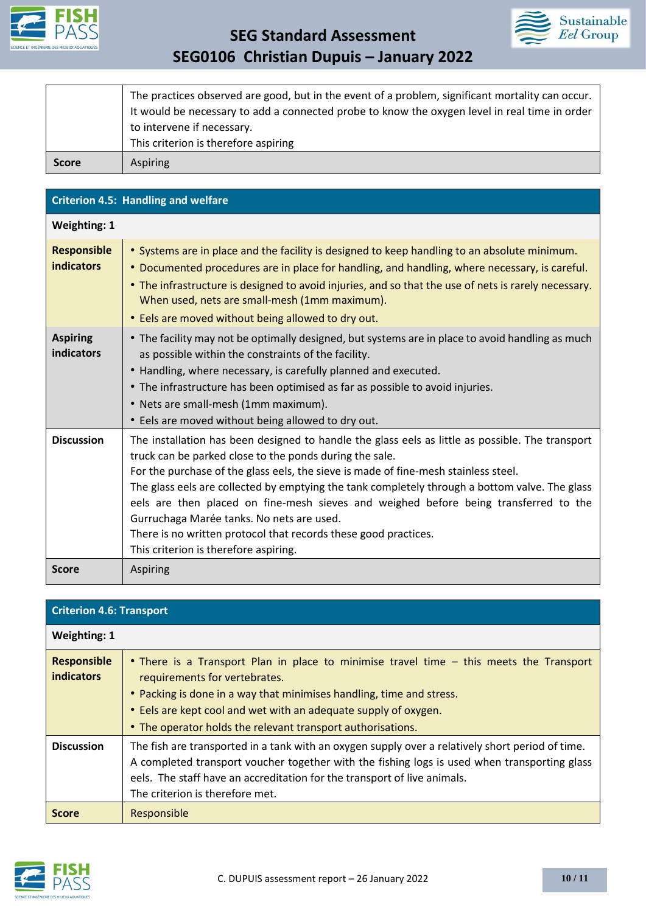| | |
|---|---|
| | The practices observed are good, but in the event of a problem, significant mortality can occur. It would be necessary to add a connected probe to know the oxygen level in real time in order to intervene if necessary.<br>This criterion is therefore aspiring |
| **Score** | Aspiring |

| **Criterion 4.5: Handling and welfare** | |
|---|---|
| **Weighting: 1** | |
| **Responsible indicators** | • Systems are in place and the facility is designed to keep handling to an absolute minimum.<br>• Documented procedures are in place for handling, and handling, where necessary, is careful.<br>• The infrastructure is designed to avoid injuries, and so that the use of nets is rarely necessary. When used, nets are small-mesh (1mm maximum).<br>• Eels are moved without being allowed to dry out. |
| **Aspiring indicators** | • The facility may not be optimally designed, but systems are in place to avoid handling as much as possible within the constraints of the facility.<br>• Handling, where necessary, is carefully planned and executed.<br>• The infrastructure has been optimised as far as possible to avoid injuries.<br>• Nets are small-mesh (1mm maximum).<br>• Eels are moved without being allowed to dry out. |
| **Discussion** | The installation has been designed to handle the glass eels as little as possible. The transport truck can be parked close to the ponds during the sale.<br>For the purchase of the glass eels, the sieve is made of fine-mesh stainless steel.<br>The glass eels are collected by emptying the tank completely through a bottom valve. The glass eels are then placed on fine-mesh sieves and weighed before being transferred to the Gurruchaga Marée tanks. No nets are used.<br>There is no written protocol that records these good practices.<br>This criterion is therefore aspiring. |
| **Score** | Aspiring |

| **Criterion 4.6: Transport** | |
|---|---|
| **Weighting: 1** | |
| **Responsible indicators** | • There is a Transport Plan in place to minimise travel time – this meets the Transport requirements for vertebrates.<br>• Packing is done in a way that minimises handling, time and stress.<br>• Eels are kept cool and wet with an adequate supply of oxygen.<br>• The operator holds the relevant transport authorisations. |
| **Discussion** | The fish are transported in a tank with an oxygen supply over a relatively short period of time.<br>A completed transport voucher together with the fishing logs is used when transporting glass eels. The staff have an accreditation for the transport of live animals.<br>The criterion is therefore met. |
| **Score** | Responsible |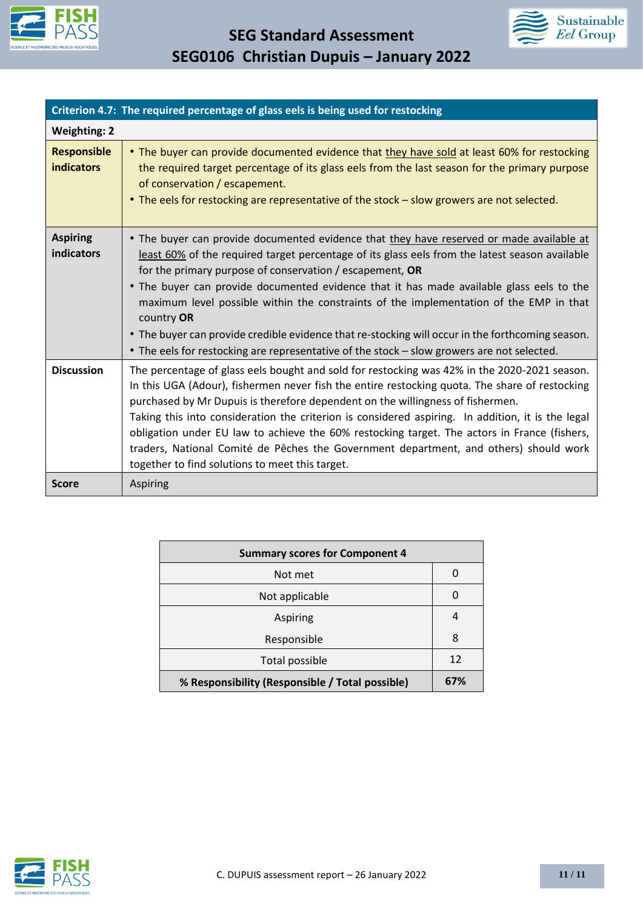| Criterion 4.7: The required percentage of glass eels is being used for restocking | |
|---|---|
| **Weighting: 2** | |
| **Responsible indicators** | • The buyer can provide documented evidence that they have sold at least 60% for restocking the required target percentage of its glass eels from the last season for the primary purpose of conservation / escapement.<br>• The eels for restocking are representative of the stock – slow growers are not selected. |
| **Aspiring indicators** | • The buyer can provide documented evidence that they have reserved or made available at least 60% of the required target percentage of its glass eels from the latest season available for the primary purpose of conservation / escapement, **OR**<br>• The buyer can provide documented evidence that it has made available glass eels to the maximum level possible within the constraints of the implementation of the EMP in that country **OR**<br>• The buyer can provide credible evidence that re-stocking will occur in the forthcoming season.<br>• The eels for restocking are representative of the stock – slow growers are not selected. |
| **Discussion** | The percentage of glass eels bought and sold for restocking was 42% in the 2020-2021 season. In this UGA (Adour), fishermen never fish the entire restocking quota. The share of restocking purchased by Mr Dupuis is therefore dependent on the willingness of fishermen.<br>Taking this into consideration the criterion is considered aspiring. In addition, it is the legal obligation under EU law to achieve the 60% restocking target. The actors in France (fishers, traders, National Comité de Pêches the Government department, and others) should work together to find solutions to meet this target. |
| **Score** | Aspiring |

| Summary scores for Component 4 | |
|---|---|
| Not met | 0 |
| Not applicable | 0 |
| Aspiring | 4 |
| Responsible | 8 |
| Total possible | 12 |
| **% Responsibility (Responsible / Total possible)** | **67%** |